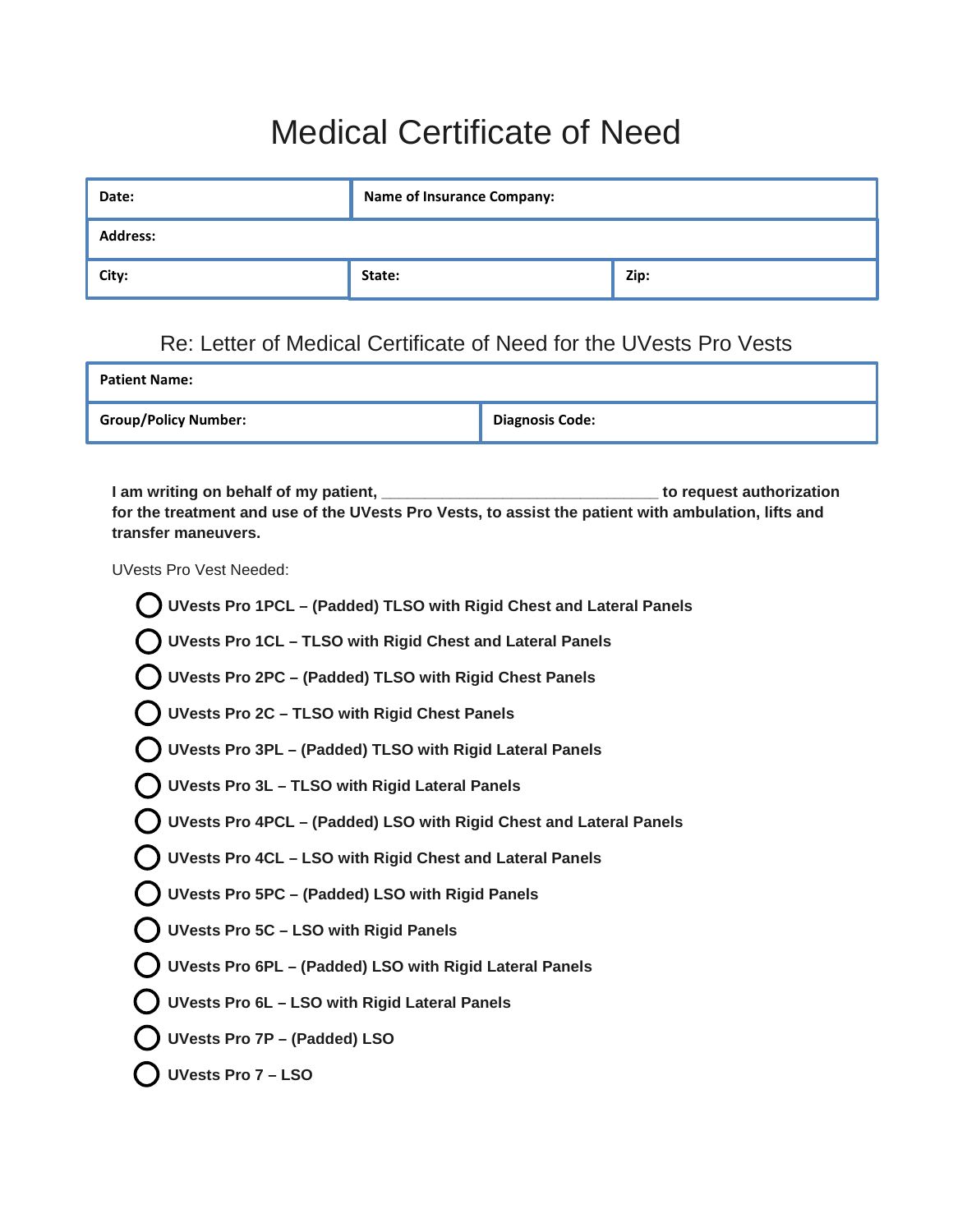# Medical Certificate of Need

| | | |
|---|---|---|
| **Date:** | **Name of Insurance Company:** | |
| **Address:** | | |
| **City:** | **State:** | **Zip:** |

## Re: Letter of Medical Certificate of Need for the UVests Pro Vests

| | |
|---|---|
| **Patient Name:** | |
| **Group/Policy Number:** | **Diagnosis Code:** |

**I am writing on behalf of my patient, _________________________________ to request authorization for the treatment and use of the UVests Pro Vests, to assist the patient with ambulation, lifts and transfer maneuvers.**

UVests Pro Vest Needed:

- ◯ **UVests Pro 1PCL – (Padded) TLSO with Rigid Chest and Lateral Panels**
- ◯ **UVests Pro 1CL – TLSO with Rigid Chest and Lateral Panels**
- ◯ **UVests Pro 2PC – (Padded) TLSO with Rigid Chest Panels**
- ◯ **UVests Pro 2C – TLSO with Rigid Chest Panels**
- ◯ **UVests Pro 3PL – (Padded) TLSO with Rigid Lateral Panels**
- ◯ **UVests Pro 3L – TLSO with Rigid Lateral Panels**
- ◯ **UVests Pro 4PCL – (Padded) LSO with Rigid Chest and Lateral Panels**
- ◯ **UVests Pro 4CL – LSO with Rigid Chest and Lateral Panels**
- ◯ **UVests Pro 5PC – (Padded) LSO with Rigid Panels**
- ◯ **UVests Pro 5C – LSO with Rigid Panels**
- ◯ **UVests Pro 6PL – (Padded) LSO with Rigid Lateral Panels**
- ◯ **UVests Pro 6L – LSO with Rigid Lateral Panels**
- ◯ **UVests Pro 7P – (Padded) LSO**
- ◯ **UVests Pro 7 – LSO**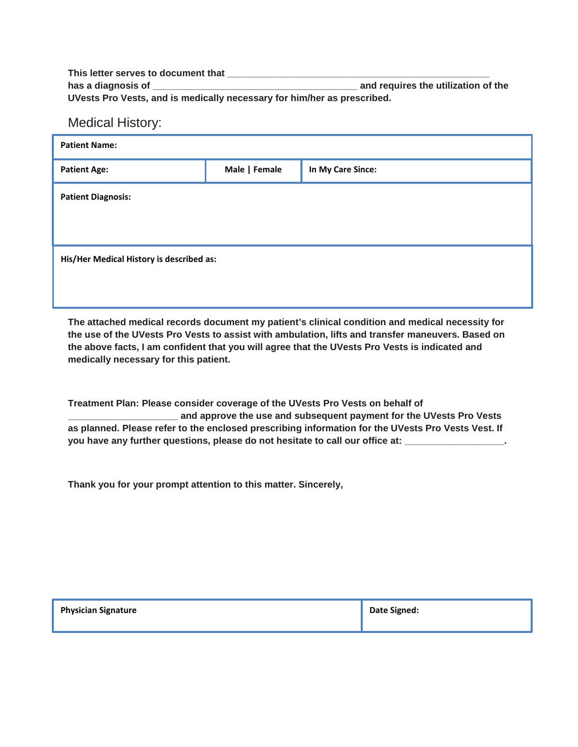**This letter serves to document that _______________________________________________ has a diagnosis of ____________________________________ and requires the utilization of the UVests Pro Vests, and is medically necessary for him/her as prescribed.**

## Medical History:

| | | |
|---|---|---|
| **Patient Name:** | | |
| **Patient Age:** | **Male \| Female** | **In My Care Since:** |
| **Patient Diagnosis:** | | |
| **His/Her Medical History is described as:** | | |

**The attached medical records document my patient's clinical condition and medical necessity for the use of the UVests Pro Vests to assist with ambulation, lifts and transfer maneuvers. Based on the above facts, I am confident that you will agree that the UVests Pro Vests is indicated and medically necessary for this patient.**

**Treatment Plan: Please consider coverage of the UVests Pro Vests on behalf of ____________________ and approve the use and subsequent payment for the UVests Pro Vests as planned. Please refer to the enclosed prescribing information for the UVests Pro Vests Vest. If you have any further questions, please do not hesitate to call our office at: __________________.**

**Thank you for your prompt attention to this matter. Sincerely,**

| | |
|---|---|
| **Physician Signature** | **Date Signed:** |